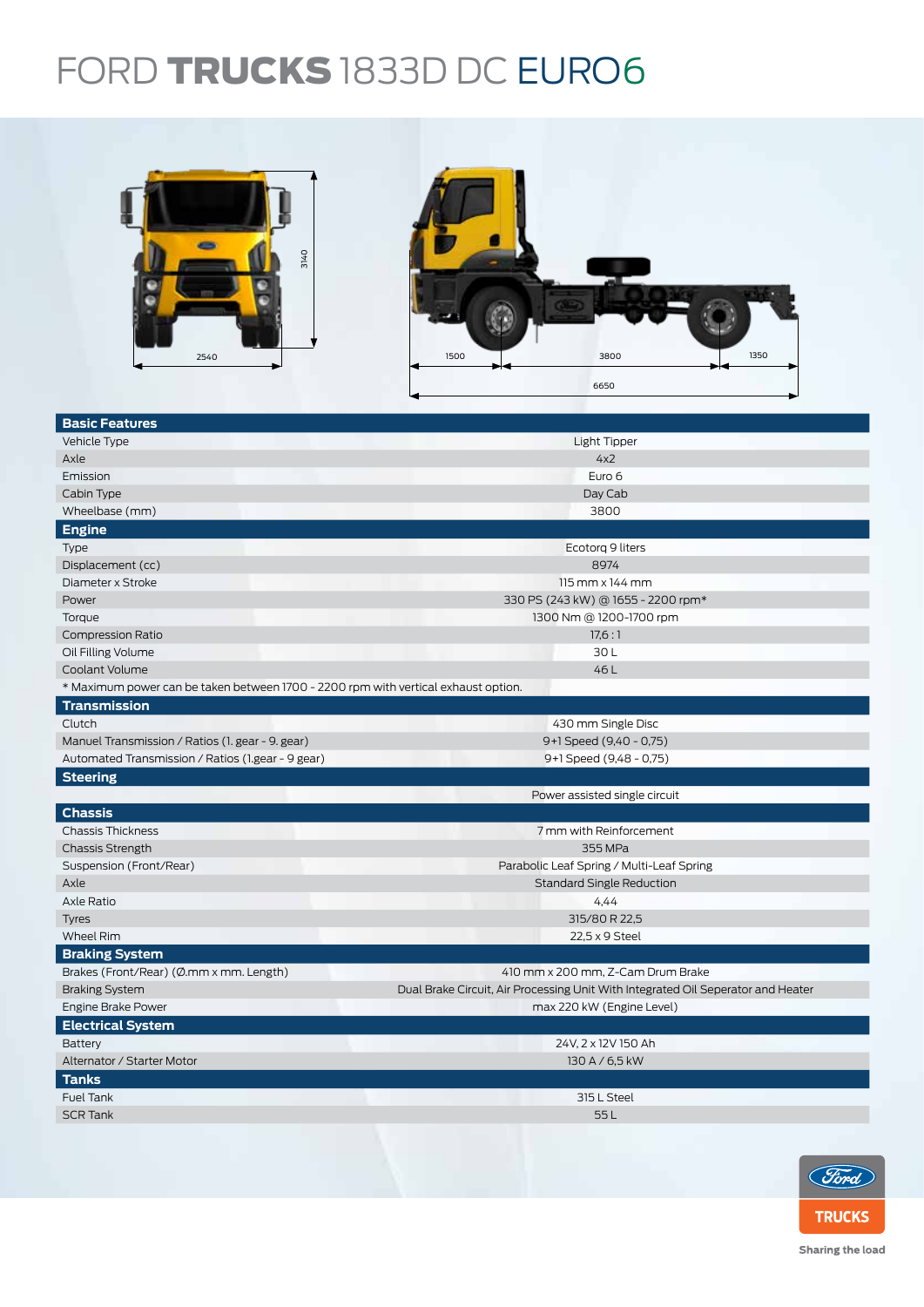# FORD **TRUCKS** 1833D DC EURO6

3140

2540

1500 | 3800 | 1350

6650

| **Basic Features** | |
|---|---|
| Vehicle Type | Light Tipper |
| Axle | 4x2 |
| Emission | Euro 6 |
| Cabin Type | Day Cab |
| Wheelbase (mm) | 3800 |
| **Engine** | |
| Type | Ecotorq 9 liters |
| Displacement (cc) | 8974 |
| Diameter x Stroke | 115 mm x 144 mm |
| Power | 330 PS (243 kW) @ 1655 - 2200 rpm* |
| Torque | 1300 Nm @ 1200-1700 rpm |
| Compression Ratio | 17,6 : 1 |
| Oil Filling Volume | 30 L |
| Coolant Volume | 46 L |
| * Maximum power can be taken between 1700 - 2200 rpm with vertical exhaust option. | |
| **Transmission** | |
| Clutch | 430 mm Single Disc |
| Manuel Transmission / Ratios (1. gear - 9. gear) | 9+1 Speed (9,40 - 0,75) |
| Automated Transmission / Ratios (1.gear - 9 gear) | 9+1 Speed (9,48 - 0,75) |
| **Steering** | |
| | Power assisted single circuit |
| **Chassis** | |
| Chassis Thickness | 7 mm with Reinforcement |
| Chassis Strength | 355 MPa |
| Suspension (Front/Rear) | Parabolic Leaf Spring / Multi-Leaf Spring |
| Axle | Standard Single Reduction |
| Axle Ratio | 4,44 |
| Tyres | 315/80 R 22,5 |
| Wheel Rim | 22,5 x 9 Steel |
| **Braking System** | |
| Brakes (Front/Rear) (Ø.mm x mm. Length) | 410 mm x 200 mm, Z-Cam Drum Brake |
| Braking System | Dual Brake Circuit, Air Processing Unit With Integrated Oil Seperator and Heater |
| Engine Brake Power | max 220 kW (Engine Level) |
| **Electrical System** | |
| Battery | 24V, 2 x 12V 150 Ah |
| Alternator / Starter Motor | 130 A / 6,5 kW |
| **Tanks** | |
| Fuel Tank | 315 L Steel |
| SCR Tank | 55 L |

Ford TRUCKS

Sharing the load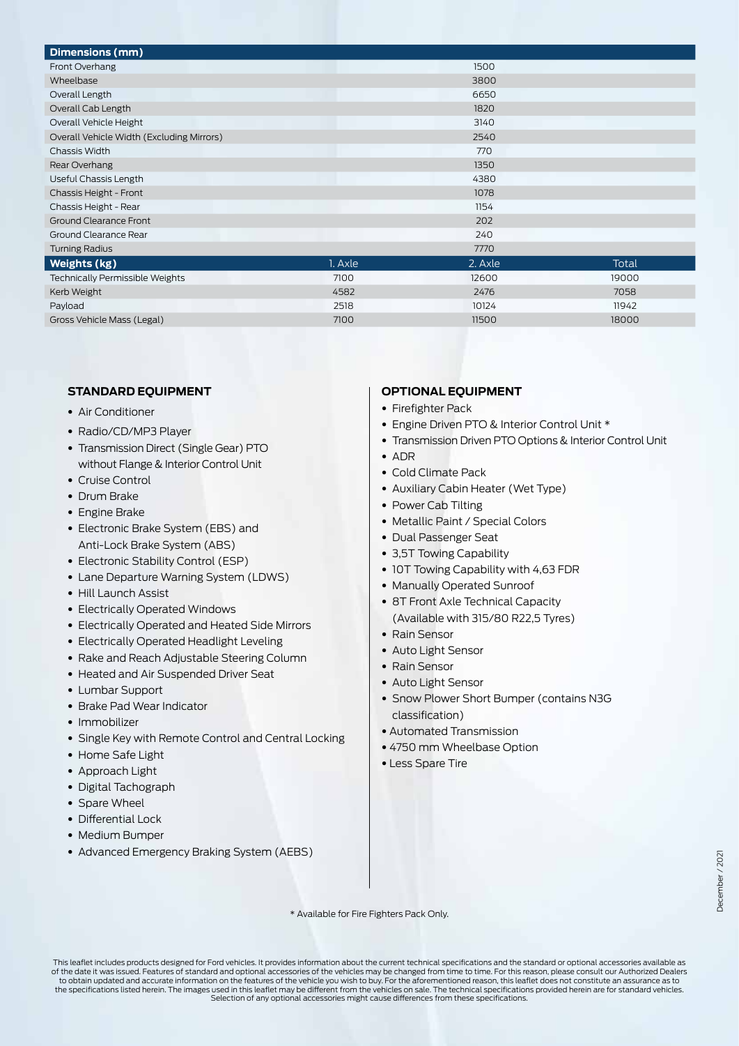| Dimensions (mm) | | | |
|---|---|---|---|
| Front Overhang | | 1500 | |
| Wheelbase | | 3800 | |
| Overall Length | | 6650 | |
| Overall Cab Length | | 1820 | |
| Overall Vehicle Height | | 3140 | |
| Overall Vehicle Width (Excluding Mirrors) | | 2540 | |
| Chassis Width | | 770 | |
| Rear Overhang | | 1350 | |
| Useful Chassis Length | | 4380 | |
| Chassis Height - Front | | 1078 | |
| Chassis Height - Rear | | 1154 | |
| Ground Clearance Front | | 202 | |
| Ground Clearance Rear | | 240 | |
| Turning Radius | | 7770 | |
| **Weights (kg)** | **1. Axle** | **2. Axle** | **Total** |
| Technically Permissible Weights | 7100 | 12600 | 19000 |
| Kerb Weight | 4582 | 2476 | 7058 |
| Payload | 2518 | 10124 | 11942 |
| Gross Vehicle Mass (Legal) | 7100 | 11500 | 18000 |

## STANDARD EQUIPMENT

- Air Conditioner
- Radio/CD/MP3 Player
- Transmission Direct (Single Gear) PTO without Flange & Interior Control Unit
- Cruise Control
- Drum Brake
- Engine Brake
- Electronic Brake System (EBS) and Anti-Lock Brake System (ABS)
- Electronic Stability Control (ESP)
- Lane Departure Warning System (LDWS)
- Hill Launch Assist
- Electrically Operated Windows
- Electrically Operated and Heated Side Mirrors
- Electrically Operated Headlight Leveling
- Rake and Reach Adjustable Steering Column
- Heated and Air Suspended Driver Seat
- Lumbar Support
- Brake Pad Wear Indicator
- Immobilizer
- Single Key with Remote Control and Central Locking
- Home Safe Light
- Approach Light
- Digital Tachograph
- Spare Wheel
- Differential Lock
- Medium Bumper
- Advanced Emergency Braking System (AEBS)

## OPTIONAL EQUIPMENT

- Firefighter Pack
- Engine Driven PTO & Interior Control Unit *
- Transmission Driven PTO Options & Interior Control Unit
- ADR
- Cold Climate Pack
- Auxiliary Cabin Heater (Wet Type)
- Power Cab Tilting
- Metallic Paint / Special Colors
- Dual Passenger Seat
- 3,5T Towing Capability
- 10T Towing Capability with 4,63 FDR
- Manually Operated Sunroof
- 8T Front Axle Technical Capacity (Available with 315/80 R22,5 Tyres)
- Rain Sensor
- Auto Light Sensor
- Rain Sensor
- Auto Light Sensor
- Snow Plower Short Bumper (contains N3G classification)
- Automated Transmission
- 4750 mm Wheelbase Option
- Less Spare Tire

* Available for Fire Fighters Pack Only.

December / 2021

This leaflet includes products designed for Ford vehicles. It provides information about the current technical specifications and the standard or optional accessories available as of the date it was issued. Features of standard and optional accessories of the vehicles may be changed from time to time. For this reason, please consult our Authorized Dealers to obtain updated and accurate information on the features of the vehicle you wish to buy. For the aforementioned reason, this leaflet does not constitute an assurance as to the specifications listed herein. The images used in this leaflet may be different from the vehicles on sale. The technical specifications provided herein are for standard vehicles. Selection of any optional accessories might cause differences from these specifications.